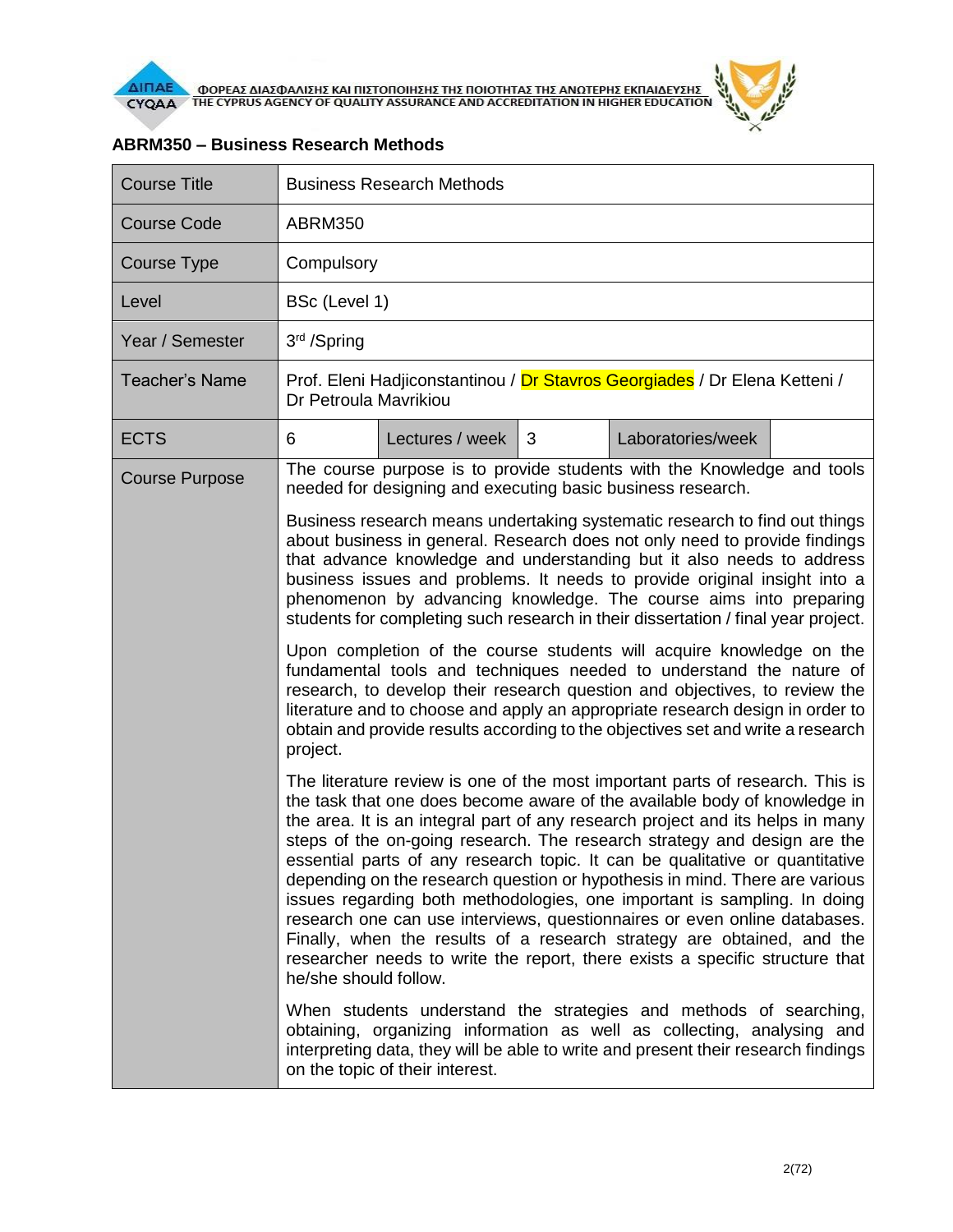## ABRM350 – Business Research Methods

| Course Title | Business Research Methods | | | | |
|---|---|---|---|---|---|
| Course Code | ABRM350 | | | | |
| Course Type | Compulsory | | | | |
| Level | BSc (Level 1) | | | | |
| Year / Semester | 3rd /Spring | | | | |
| Teacher's Name | Prof. Eleni Hadjiconstantinou / Dr Stavros Georgiades / Dr Elena Ketteni / Dr Petroula Mavrikiou | | | | |
| ECTS | 6 | Lectures / week | 3 | Laboratories/week | |
| Course Purpose | The course purpose is to provide students with the Knowledge and tools needed for designing and executing basic business research.<br><br>Business research means undertaking systematic research to find out things about business in general. Research does not only need to provide findings that advance knowledge and understanding but it also needs to address business issues and problems. It needs to provide original insight into a phenomenon by advancing knowledge. The course aims into preparing students for completing such research in their dissertation / final year project.<br><br>Upon completion of the course students will acquire knowledge on the fundamental tools and techniques needed to understand the nature of research, to develop their research question and objectives, to review the literature and to choose and apply an appropriate research design in order to obtain and provide results according to the objectives set and write a research project.<br><br>The literature review is one of the most important parts of research. This is the task that one does become aware of the available body of knowledge in the area. It is an integral part of any research project and its helps in many steps of the on-going research. The research strategy and design are the essential parts of any research topic. It can be qualitative or quantitative depending on the research question or hypothesis in mind. There are various issues regarding both methodologies, one important is sampling. In doing research one can use interviews, questionnaires or even online databases. Finally, when the results of a research strategy are obtained, and the researcher needs to write the report, there exists a specific structure that he/she should follow.<br><br>When students understand the strategies and methods of searching, obtaining, organizing information as well as collecting, analysing and interpreting data, they will be able to write and present their research findings on the topic of their interest. | | | | |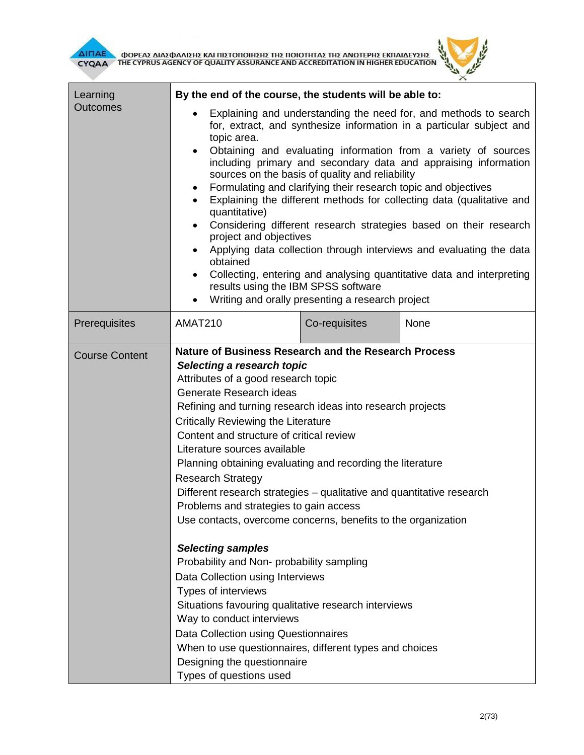| Learning Outcomes | **By the end of the course, the students will be able to:**<br>• Explaining and understanding the need for, and methods to search for, extract, and synthesize information in a particular subject and topic area.<br>• Obtaining and evaluating information from a variety of sources including primary and secondary data and appraising information sources on the basis of quality and reliability<br>• Formulating and clarifying their research topic and objectives<br>• Explaining the different methods for collecting data (qualitative and quantitative)<br>• Considering different research strategies based on their research project and objectives<br>• Applying data collection through interviews and evaluating the data obtained<br>• Collecting, entering and analysing quantitative data and interpreting results using the IBM SPSS software<br>• Writing and orally presenting a research project | | |
|---|---|---|---|
| Prerequisites | AMAT210 | Co-requisites | None |
| Course Content | **Nature of Business Research and the Research Process**<br>***Selecting a research topic***<br>Attributes of a good research topic<br>Generate Research ideas<br>Refining and turning research ideas into research projects<br>Critically Reviewing the Literature<br>Content and structure of critical review<br>Literature sources available<br>Planning obtaining evaluating and recording the literature<br>Research Strategy<br>Different research strategies – qualitative and quantitative research<br>Problems and strategies to gain access<br>Use contacts, overcome concerns, benefits to the organization<br><br>***Selecting samples***<br>Probability and Non- probability sampling<br>Data Collection using Interviews<br>Types of interviews<br>Situations favouring qualitative research interviews<br>Way to conduct interviews<br>Data Collection using Questionnaires<br>When to use questionnaires, different types and choices<br>Designing the questionnaire<br>Types of questions used | | |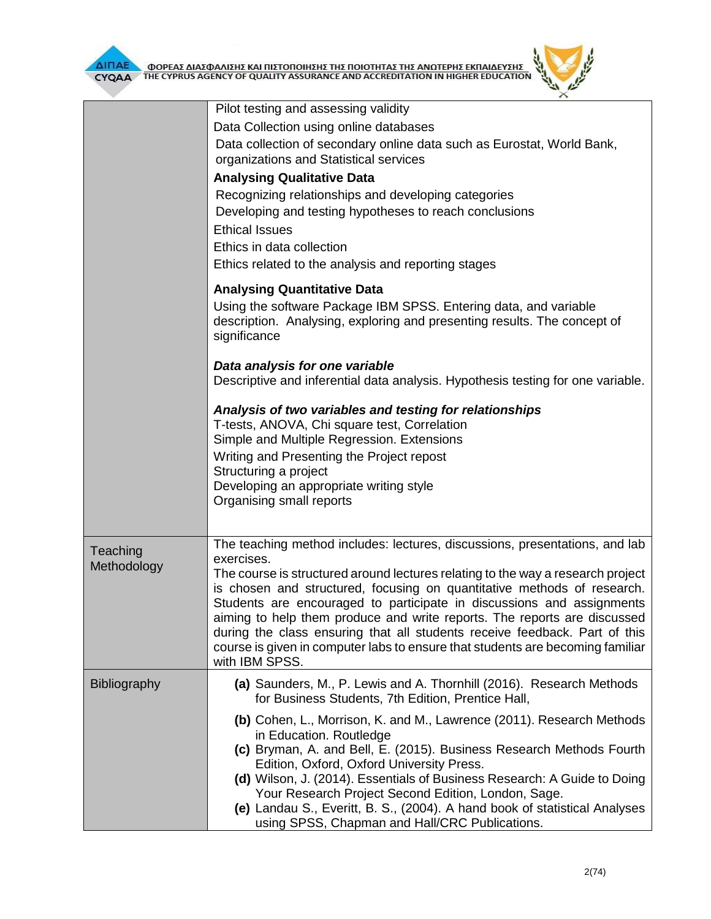| | |
|---|---|
| | Pilot testing and assessing validity<br>Data Collection using online databases<br>Data collection of secondary online data such as Eurostat, World Bank, organizations and Statistical services<br>**Analysing Qualitative Data**<br>Recognizing relationships and developing categories<br>Developing and testing hypotheses to reach conclusions<br>Ethical Issues<br>Ethics in data collection<br>Ethics related to the analysis and reporting stages<br><br>**Analysing Quantitative Data**<br>Using the software Package IBM SPSS. Entering data, and variable description. Analysing, exploring and presenting results. The concept of significance<br><br>***Data analysis for one variable***<br>Descriptive and inferential data analysis. Hypothesis testing for one variable.<br><br>***Analysis of two variables and testing for relationships***<br>T-tests, ANOVA, Chi square test, Correlation<br>Simple and Multiple Regression. Extensions<br>Writing and Presenting the Project repost<br>Structuring a project<br>Developing an appropriate writing style<br>Organising small reports |
| Teaching Methodology | The teaching method includes: lectures, discussions, presentations, and lab exercises.<br>The course is structured around lectures relating to the way a research project is chosen and structured, focusing on quantitative methods of research. Students are encouraged to participate in discussions and assignments aiming to help them produce and write reports. The reports are discussed during the class ensuring that all students receive feedback. Part of this course is given in computer labs to ensure that students are becoming familiar with IBM SPSS. |
| Bibliography | **(a)** Saunders, M., P. Lewis and A. Thornhill (2016). Research Methods for Business Students, 7th Edition, Prentice Hall,<br>**(b)** Cohen, L., Morrison, K. and M., Lawrence (2011). Research Methods in Education. Routledge<br>**(c)** Bryman, A. and Bell, E. (2015). Business Research Methods Fourth Edition, Oxford, Oxford University Press.<br>**(d)** Wilson, J. (2014). Essentials of Business Research: A Guide to Doing Your Research Project Second Edition, London, Sage.<br>**(e)** Landau S., Everitt, B. S., (2004). A hand book of statistical Analyses using SPSS, Chapman and Hall/CRC Publications. |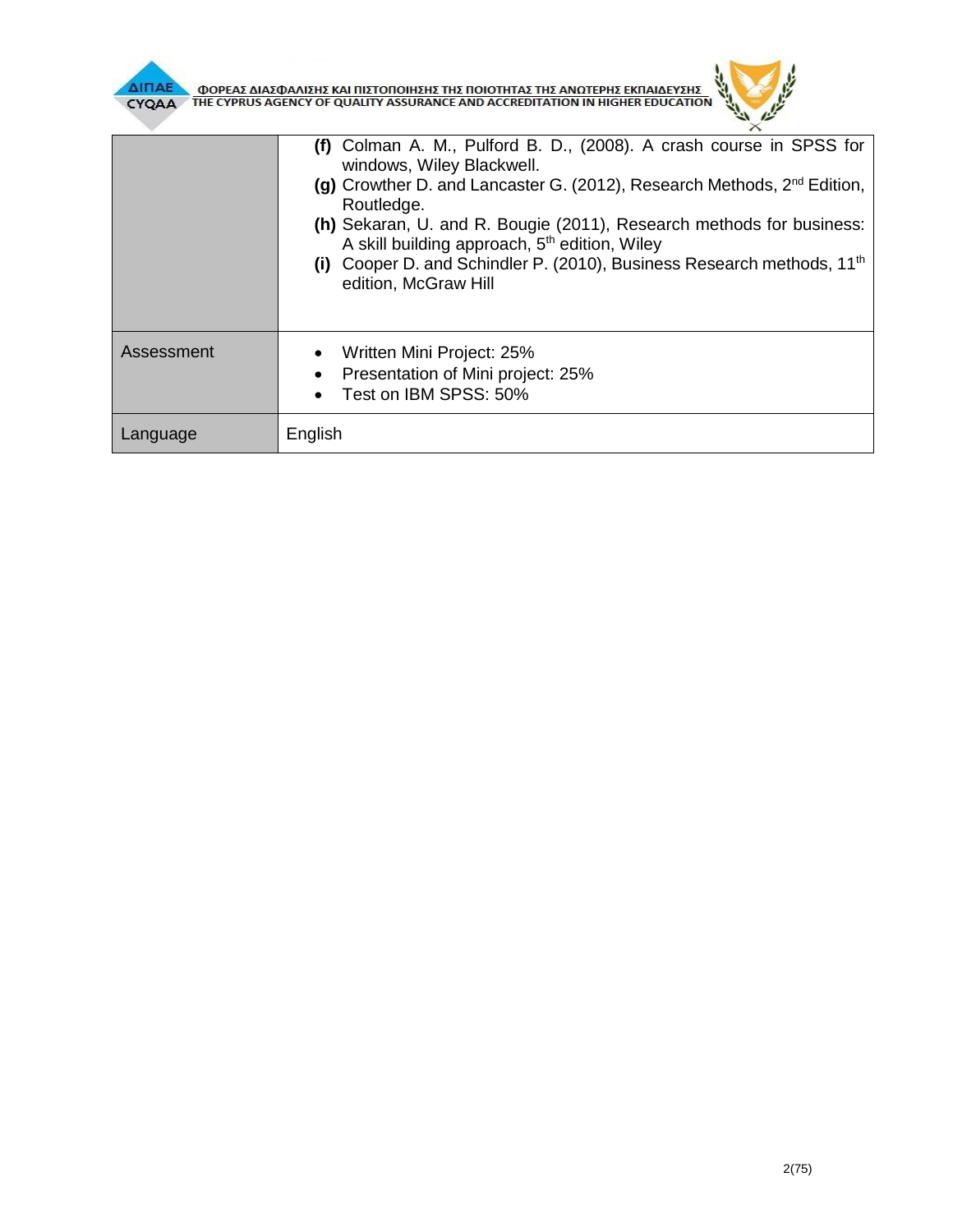| | |
|---|---|
| | **(f)** Colman A. M., Pulford B. D., (2008). A crash course in SPSS for windows, Wiley Blackwell.<br>**(g)** Crowther D. and Lancaster G. (2012), Research Methods, 2nd Edition, Routledge.<br>**(h)** Sekaran, U. and R. Bougie (2011), Research methods for business: A skill building approach, 5th edition, Wiley<br>**(i)** Cooper D. and Schindler P. (2010), Business Research methods, 11th edition, McGraw Hill |
| Assessment | • Written Mini Project: 25%<br>• Presentation of Mini project: 25%<br>• Test on IBM SPSS: 50% |
| Language | English |